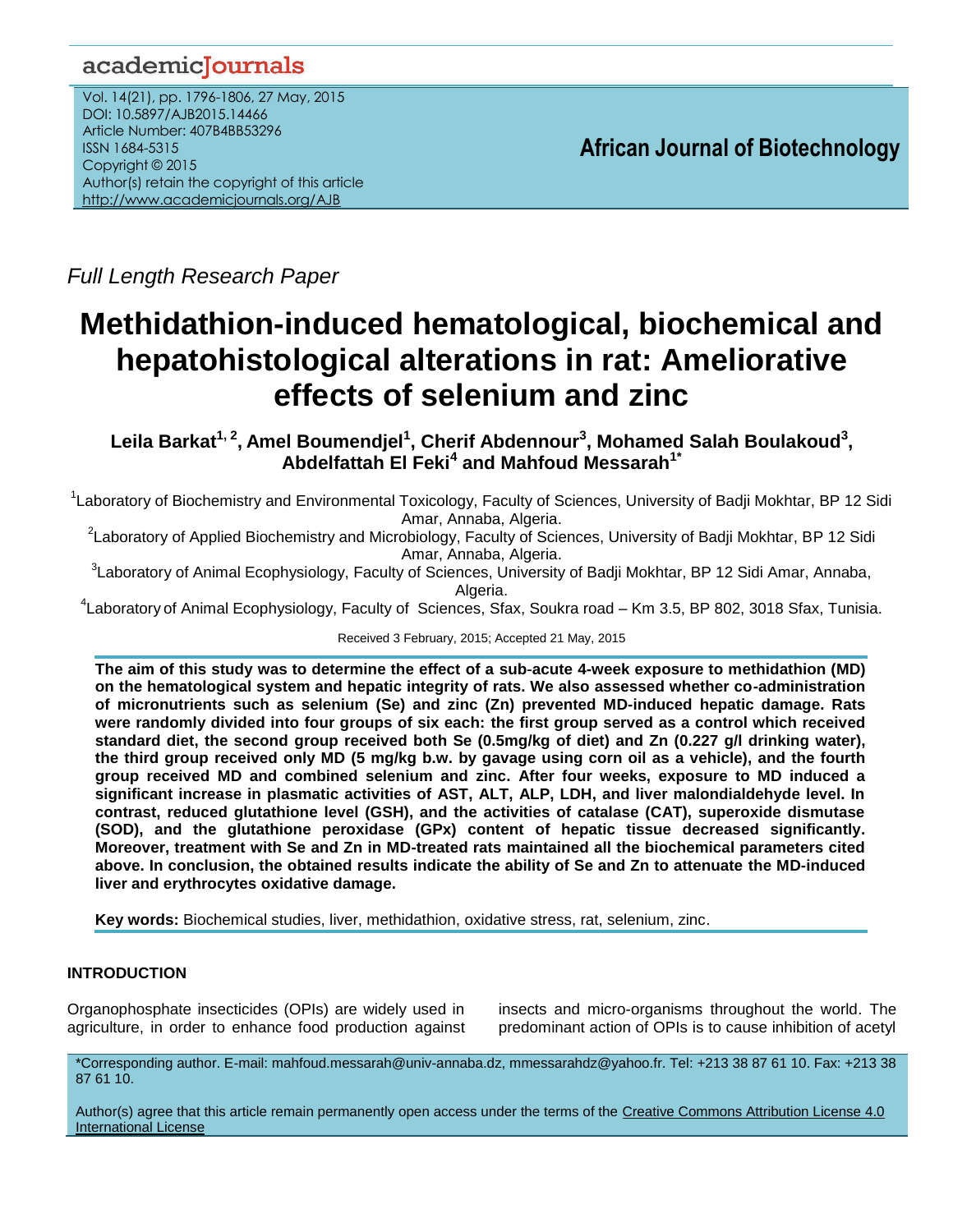*Full Length Research Paper*

# Methidathion-induced hematological, biochemical and hepatohistological alterations in rat: Ameliorative effects of selenium and zinc

**Leila Barkat[1,2], Amel Boumendjel[1], Cherif Abdennour[3], Mohamed Salah Boulakoud[3], Abdelfattah El Feki[4] and Mahfoud Messarah[1*]**

[1]Laboratory of Biochemistry and Environmental Toxicology, Faculty of Sciences, University of Badji Mokhtar, BP 12 Sidi Amar, Annaba, Algeria.

[2]Laboratory of Applied Biochemistry and Microbiology, Faculty of Sciences, University of Badji Mokhtar, BP 12 Sidi Amar, Annaba, Algeria.

[3]Laboratory of Animal Ecophysiology, Faculty of Sciences, University of Badji Mokhtar, BP 12 Sidi Amar, Annaba, Algeria.

[4]Laboratory of Animal Ecophysiology, Faculty of Sciences, Sfax, Soukra road – Km 3.5, BP 802, 3018 Sfax, Tunisia.

Received 3 February, 2015; Accepted 21 May, 2015

**The aim of this study was to determine the effect of a sub-acute 4-week exposure to methidathion (MD) on the hematological system and hepatic integrity of rats. We also assessed whether co-administration of micronutrients such as selenium (Se) and zinc (Zn) prevented MD-induced hepatic damage. Rats were randomly divided into four groups of six each: the first group served as a control which received standard diet, the second group received both Se (0.5mg/kg of diet) and Zn (0.227 g/l drinking water), the third group received only MD (5 mg/kg b.w. by gavage using corn oil as a vehicle), and the fourth group received MD and combined selenium and zinc. After four weeks, exposure to MD induced a significant increase in plasmatic activities of AST, ALT, ALP, LDH, and liver malondialdehyde level. In contrast, reduced glutathione level (GSH), and the activities of catalase (CAT), superoxide dismutase (SOD), and the glutathione peroxidase (GPx) content of hepatic tissue decreased significantly. Moreover, treatment with Se and Zn in MD-treated rats maintained all the biochemical parameters cited above. In conclusion, the obtained results indicate the ability of Se and Zn to attenuate the MD-induced liver and erythrocytes oxidative damage.**

**Key words:** Biochemical studies, liver, methidathion, oxidative stress, rat, selenium, zinc.

## INTRODUCTION

Organophosphate insecticides (OPIs) are widely used in agriculture, in order to enhance food production against insects and micro-organisms throughout the world. The predominant action of OPIs is to cause inhibition of acetyl

*Corresponding author. E-mail: mahfoud.messarah@univ-annaba.dz, mmessarahdz@yahoo.fr. Tel: +213 38 87 61 10. Fax: +213 38 87 61 10.

Author(s) agree that this article remain permanently open access under the terms of the Creative Commons Attribution License 4.0 International License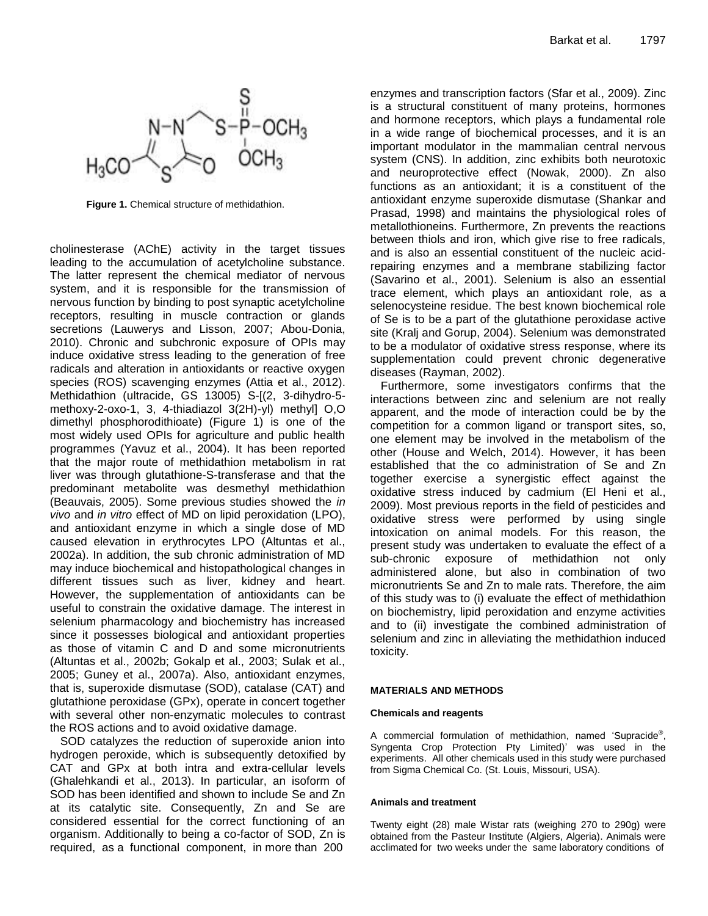Figure 1. Chemical structure of methidathion.

cholinesterase (AChE) activity in the target tissues leading to the accumulation of acetylcholine substance. The latter represent the chemical mediator of nervous system, and it is responsible for the transmission of nervous function by binding to post synaptic acetylcholine receptors, resulting in muscle contraction or glands secretions (Lauwerys and Lisson, 2007; Abou-Donia, 2010). Chronic and subchronic exposure of OPIs may induce oxidative stress leading to the generation of free radicals and alteration in antioxidants or reactive oxygen species (ROS) scavenging enzymes (Attia et al., 2012). Methidathion (ultracide, GS 13005) S-[(2, 3-dihydro-5-methoxy-2-oxo-1, 3, 4-thiadiazol 3(2H)-yl) methyl] O,O dimethyl phosphorodithioate) (Figure 1) is one of the most widely used OPIs for agriculture and public health programmes (Yavuz et al., 2004). It has been reported that the major route of methidathion metabolism in rat liver was through glutathione-S-transferase and that the predominant metabolite was desmethyl methidathion (Beauvais, 2005). Some previous studies showed the *in vivo* and *in vitro* effect of MD on lipid peroxidation (LPO), and antioxidant enzyme in which a single dose of MD caused elevation in erythrocytes LPO (Altuntas et al., 2002a). In addition, the sub chronic administration of MD may induce biochemical and histopathological changes in different tissues such as liver, kidney and heart. However, the supplementation of antioxidants can be useful to constrain the oxidative damage. The interest in selenium pharmacology and biochemistry has increased since it possesses biological and antioxidant properties as those of vitamin C and D and some micronutrients (Altuntas et al., 2002b; Gokalp et al., 2003; Sulak et al., 2005; Guney et al., 2007a). Also, antioxidant enzymes, that is, superoxide dismutase (SOD), catalase (CAT) and glutathione peroxidase (GPx), operate in concert together with several other non-enzymatic molecules to contrast the ROS actions and to avoid oxidative damage.

SOD catalyzes the reduction of superoxide anion into hydrogen peroxide, which is subsequently detoxified by CAT and GPx at both intra and extra-cellular levels (Ghalehkandi et al., 2013). In particular, an isoform of SOD has been identified and shown to include Se and Zn at its catalytic site. Consequently, Zn and Se are considered essential for the correct functioning of an organism. Additionally to being a co-factor of SOD, Zn is required, as a functional component, in more than 200 enzymes and transcription factors (Sfar et al., 2009). Zinc is a structural constituent of many proteins, hormones and hormone receptors, which plays a fundamental role in a wide range of biochemical processes, and it is an important modulator in the mammalian central nervous system (CNS). In addition, zinc exhibits both neurotoxic and neuroprotective effect (Nowak, 2000). Zn also functions as an antioxidant; it is a constituent of the antioxidant enzyme superoxide dismutase (Shankar and Prasad, 1998) and maintains the physiological roles of metallothioneins. Furthermore, Zn prevents the reactions between thiols and iron, which give rise to free radicals, and is also an essential constituent of the nucleic acid-repairing enzymes and a membrane stabilizing factor (Savarino et al., 2001). Selenium is also an essential trace element, which plays an antioxidant role, as a selenocysteine residue. The best known biochemical role of Se is to be a part of the glutathione peroxidase active site (Kralj and Gorup, 2004). Selenium was demonstrated to be a modulator of oxidative stress response, where its supplementation could prevent chronic degenerative diseases (Rayman, 2002).

Furthermore, some investigators confirms that the interactions between zinc and selenium are not really apparent, and the mode of interaction could be by the competition for a common ligand or transport sites, so, one element may be involved in the metabolism of the other (House and Welch, 2014). However, it has been established that the co administration of Se and Zn together exercise a synergistic effect against the oxidative stress induced by cadmium (El Heni et al., 2009). Most previous reports in the field of pesticides and oxidative stress were performed by using single intoxication on animal models. For this reason, the present study was undertaken to evaluate the effect of a sub-chronic exposure of methidathion not only administered alone, but also in combination of two micronutrients Se and Zn to male rats. Therefore, the aim of this study was to (i) evaluate the effect of methidathion on biochemistry, lipid peroxidation and enzyme activities and to (ii) investigate the combined administration of selenium and zinc in alleviating the methidathion induced toxicity.

## MATERIALS AND METHODS

### Chemicals and reagents

A commercial formulation of methidathion, named 'Supracide®, Syngenta Crop Protection Pty Limited)' was used in the experiments. All other chemicals used in this study were purchased from Sigma Chemical Co. (St. Louis, Missouri, USA).

### Animals and treatment

Twenty eight (28) male Wistar rats (weighing 270 to 290g) were obtained from the Pasteur Institute (Algiers, Algeria). Animals were acclimated for two weeks under the same laboratory conditions of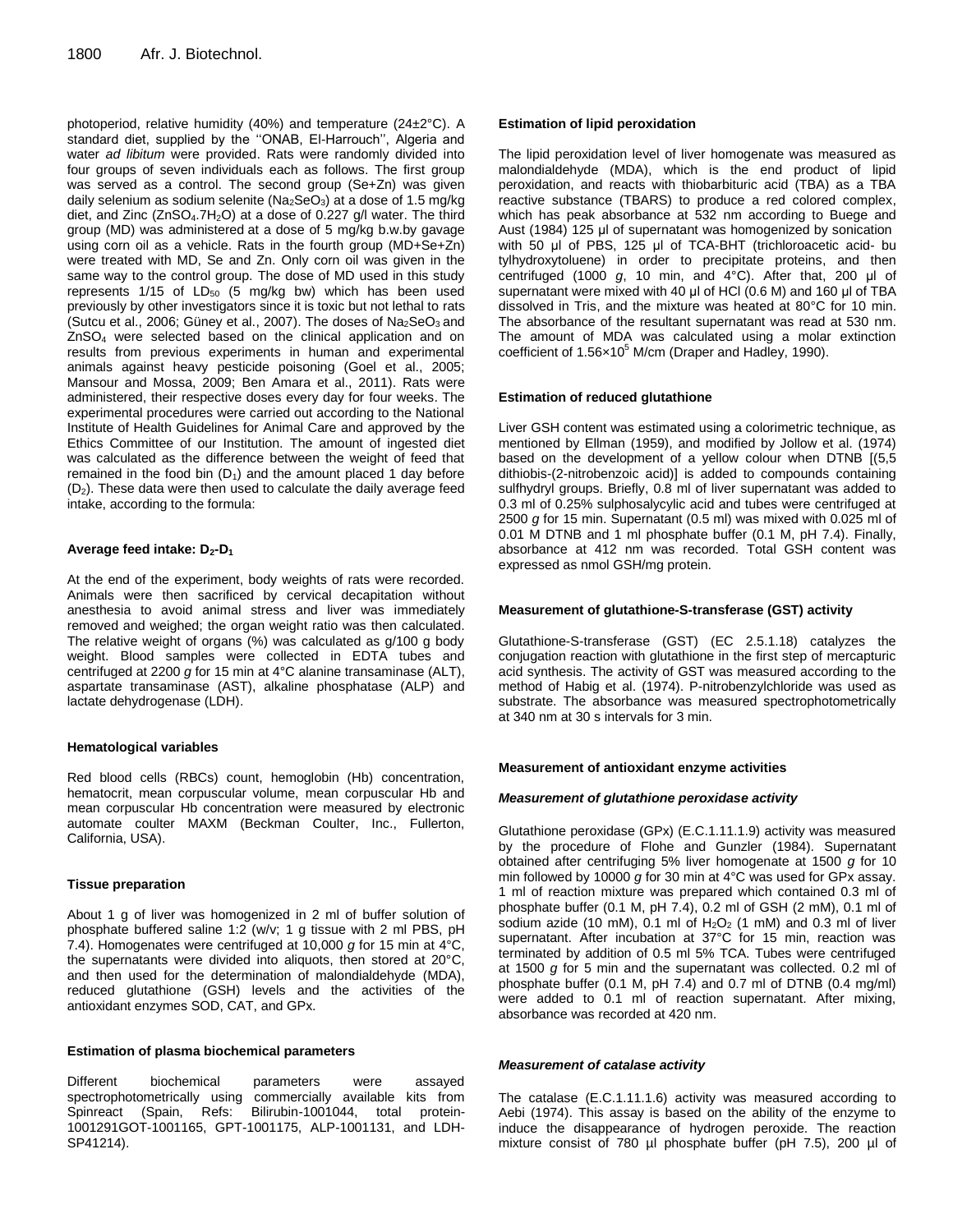photoperiod, relative humidity (40%) and temperature (24±2°C). A standard diet, supplied by the ''ONAB, El-Harrouch'', Algeria and water *ad libitum* were provided. Rats were randomly divided into four groups of seven individuals each as follows. The first group was served as a control. The second group (Se+Zn) was given daily selenium as sodium selenite ($Na_2SeO_3$) at a dose of 1.5 mg/kg diet, and Zinc ($ZnSO_4.7H_2O$) at a dose of 0.227 g/l water. The third group (MD) was administered at a dose of 5 mg/kg b.w.by gavage using corn oil as a vehicle. Rats in the fourth group (MD+Se+Zn) were treated with MD, Se and Zn. Only corn oil was given in the same way to the control group. The dose of MD used in this study represents 1/15 of $LD_{50}$ (5 mg/kg bw) which has been used previously by other investigators since it is toxic but not lethal to rats (Sutcu et al., 2006; Güney et al., 2007). The doses of $Na_2SeO_3$ and $ZnSO_4$ were selected based on the clinical application and on results from previous experiments in human and experimental animals against heavy pesticide poisoning (Goel et al., 2005; Mansour and Mossa, 2009; Ben Amara et al., 2011). Rats were administered, their respective doses every day for four weeks. The experimental procedures were carried out according to the National Institute of Health Guidelines for Animal Care and approved by the Ethics Committee of our Institution. The amount of ingested diet was calculated as the difference between the weight of feed that remained in the food bin ($D_1$) and the amount placed 1 day before ($D_2$). These data were then used to calculate the daily average feed intake, according to the formula:

**Average feed intake: $D_2$-$D_1$**

At the end of the experiment, body weights of rats were recorded. Animals were then sacrificed by cervical decapitation without anesthesia to avoid animal stress and liver was immediately removed and weighed; the organ weight ratio was then calculated. The relative weight of organs (%) was calculated as g/100 g body weight. Blood samples were collected in EDTA tubes and centrifuged at 2200 *g* for 15 min at 4°C alanine transaminase (ALT), aspartate transaminase (AST), alkaline phosphatase (ALP) and lactate dehydrogenase (LDH).

### Hematological variables

Red blood cells (RBCs) count, hemoglobin (Hb) concentration, hematocrit, mean corpuscular volume, mean corpuscular Hb and mean corpuscular Hb concentration were measured by electronic automate coulter MAXM (Beckman Coulter, Inc., Fullerton, California, USA).

### Tissue preparation

About 1 g of liver was homogenized in 2 ml of buffer solution of phosphate buffered saline 1:2 (w/v; 1 g tissue with 2 ml PBS, pH 7.4). Homogenates were centrifuged at 10,000 *g* for 15 min at 4°C, the supernatants were divided into aliquots, then stored at 20°C, and then used for the determination of malondialdehyde (MDA), reduced glutathione (GSH) levels and the activities of the antioxidant enzymes SOD, CAT, and GPx.

### Estimation of plasma biochemical parameters

Different biochemical parameters were assayed spectrophotometrically using commercially available kits from Spinreact (Spain, Refs: Bilirubin-1001044, total protein-1001291GOT-1001165, GPT-1001175, ALP-1001131, and LDH-SP41214).

### Estimation of lipid peroxidation

The lipid peroxidation level of liver homogenate was measured as malondialdehyde (MDA), which is the end product of lipid peroxidation, and reacts with thiobarbituric acid (TBA) as a TBA reactive substance (TBARS) to produce a red colored complex, which has peak absorbance at 532 nm according to Buege and Aust (1984) 125 µl of supernatant was homogenized by sonication with 50 µl of PBS, 125 µl of TCA-BHT (trichloroacetic acid- bu tylhydroxytoluene) in order to precipitate proteins, and then centrifuged (1000 *g*, 10 min, and 4°C). After that, 200 µl of supernatant were mixed with 40 µl of HCl (0.6 M) and 160 µl of TBA dissolved in Tris, and the mixture was heated at 80°C for 10 min. The absorbance of the resultant supernatant was read at 530 nm. The amount of MDA was calculated using a molar extinction coefficient of $1.56\times10^5$ M/cm (Draper and Hadley, 1990).

### Estimation of reduced glutathione

Liver GSH content was estimated using a colorimetric technique, as mentioned by Ellman (1959), and modified by Jollow et al. (1974) based on the development of a yellow colour when DTNB [(5,5 dithiobis-(2-nitrobenzoic acid)] is added to compounds containing sulfhydryl groups. Briefly, 0.8 ml of liver supernatant was added to 0.3 ml of 0.25% sulphosalycylic acid and tubes were centrifuged at 2500 *g* for 15 min. Supernatant (0.5 ml) was mixed with 0.025 ml of 0.01 M DTNB and 1 ml phosphate buffer (0.1 M, pH 7.4). Finally, absorbance at 412 nm was recorded. Total GSH content was expressed as nmol GSH/mg protein.

### Measurement of glutathione-S-transferase (GST) activity

Glutathione-S-transferase (GST) (EC 2.5.1.18) catalyzes the conjugation reaction with glutathione in the first step of mercapturic acid synthesis. The activity of GST was measured according to the method of Habig et al. (1974). P-nitrobenzylchloride was used as substrate. The absorbance was measured spectrophotometrically at 340 nm at 30 s intervals for 3 min.

### Measurement of antioxidant enzyme activities

#### *Measurement of glutathione peroxidase activity*

Glutathione peroxidase (GPx) (E.C.1.11.1.9) activity was measured by the procedure of Flohe and Gunzler (1984). Supernatant obtained after centrifuging 5% liver homogenate at 1500 *g* for 10 min followed by 10000 *g* for 30 min at 4°C was used for GPx assay. 1 ml of reaction mixture was prepared which contained 0.3 ml of phosphate buffer (0.1 M, pH 7.4), 0.2 ml of GSH (2 mM), 0.1 ml of sodium azide (10 mM), 0.1 ml of $H_2O_2$ (1 mM) and 0.3 ml of liver supernatant. After incubation at 37°C for 15 min, reaction was terminated by addition of 0.5 ml 5% TCA. Tubes were centrifuged at 1500 *g* for 5 min and the supernatant was collected. 0.2 ml of phosphate buffer (0.1 M, pH 7.4) and 0.7 ml of DTNB (0.4 mg/ml) were added to 0.1 ml of reaction supernatant. After mixing, absorbance was recorded at 420 nm.

#### *Measurement of catalase activity*

The catalase (E.C.1.11.1.6) activity was measured according to Aebi (1974). This assay is based on the ability of the enzyme to induce the disappearance of hydrogen peroxide. The reaction mixture consist of 780 µl phosphate buffer (pH 7.5), 200 µl of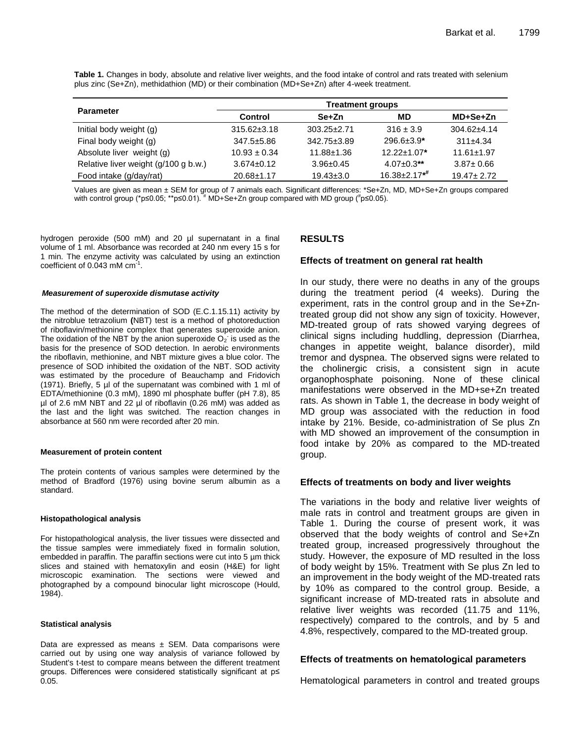**Table 1.** Changes in body, absolute and relative liver weights, and the food intake of control and rats treated with selenium plus zinc (Se+Zn), methidathion (MD) or their combination (MD+Se+Zn) after 4-week treatment.

| Parameter | Treatment groups | | | |
|---|---|---|---|---|
| | **Control** | **Se+Zn** | **MD** | **MD+Se+Zn** |
| Initial body weight (g) | 315.62±3.18 | 303.25±2.71 | 316 ± 3.9 | 304.62±4.14 |
| Final body weight (g) | 347.5±5.86 | 342.75±3.89 | 296.6±3.9* | 311±4.34 |
| Absolute liver weight (g) | 10.93 ± 0.34 | 11.88±1.36 | 12.22±1.07* | 11.61±1.97 |
| Relative liver weight (g/100 g b.w.) | 3.674±0.12 | 3.96±0.45 | 4.07±0.3** | 3.87± 0.66 |
| Food intake (g/day/rat) | 20.68±1.17 | 19.43±3.0 | 16.38±2.17*# | 19.47± 2.72 |

Values are given as mean ± SEM for group of 7 animals each. Significant differences: *Se+Zn, MD, MD+Se+Zn groups compared with control group (*p≤0.05; **p≤0.01). # MD+Se+Zn group compared with MD group (#p≤0.05).

hydrogen peroxide (500 mM) and 20 µl supernatant in a final volume of 1 ml. Absorbance was recorded at 240 nm every 15 s for 1 min. The enzyme activity was calculated by using an extinction coefficient of 0.043 mM $cm^{-1}$.

#### *Measurement of superoxide dismutase activity*

The method of the determination of SOD (E.C.1.15.11) activity by the nitroblue tetrazolium (NBT) test is a method of photoreduction of riboflavin/methionine complex that generates superoxide anion. The oxidation of the NBT by the anion superoxide $O_2^-$ is used as the basis for the presence of SOD detection. In aerobic environments the riboflavin, methionine, and NBT mixture gives a blue color. The presence of SOD inhibited the oxidation of the NBT. SOD activity was estimated by the procedure of Beauchamp and Fridovich (1971). Briefly, 5 µl of the supernatant was combined with 1 ml of EDTA/methionine (0.3 mM), 1890 ml phosphate buffer (pH 7.8), 85 µl of 2.6 mM NBT and 22 µl of riboflavin (0.26 mM) was added as the last and the light was switched. The reaction changes in absorbance at 560 nm were recorded after 20 min.

#### Measurement of protein content

The protein contents of various samples were determined by the method of Bradford (1976) using bovine serum albumin as a standard.

#### Histopathological analysis

For histopathological analysis, the liver tissues were dissected and the tissue samples were immediately fixed in formalin solution, embedded in paraffin. The paraffin sections were cut into 5 µm thick slices and stained with hematoxylin and eosin (H&E) for light microscopic examination. The sections were viewed and photographed by a compound binocular light microscope (Hould, 1984).

#### Statistical analysis

Data are expressed as means ± SEM. Data comparisons were carried out by using one way analysis of variance followed by Student's t-test to compare means between the different treatment groups. Differences were considered statistically significant at p≤ 0.05.

## RESULTS

### Effects of treatment on general rat health

In our study, there were no deaths in any of the groups during the treatment period (4 weeks). During the experiment, rats in the control group and in the Se+Zn-treated group did not show any sign of toxicity. However, MD-treated group of rats showed varying degrees of clinical signs including huddling, depression (Diarrhea, changes in appetite weight, balance disorder), mild tremor and dyspnea. The observed signs were related to the cholinergic crisis, a consistent sign in acute organophosphate poisoning. None of these clinical manifestations were observed in the MD+se+Zn treated rats. As shown in Table 1, the decrease in body weight of MD group was associated with the reduction in food intake by 21%. Beside, co-administration of Se plus Zn with MD showed an improvement of the consumption in food intake by 20% as compared to the MD-treated group.

### Effects of treatments on body and liver weights

The variations in the body and relative liver weights of male rats in control and treatment groups are given in Table 1. During the course of present work, it was observed that the body weights of control and Se+Zn treated group, increased progressively throughout the study. However, the exposure of MD resulted in the loss of body weight by 15%. Treatment with Se plus Zn led to an improvement in the body weight of the MD-treated rats by 10% as compared to the control group. Beside, a significant increase of MD-treated rats in absolute and relative liver weights was recorded (11.75 and 11%, respectively) compared to the controls, and by 5 and 4.8%, respectively, compared to the MD-treated group.

### Effects of treatments on hematological parameters

Hematological parameters in control and treated groups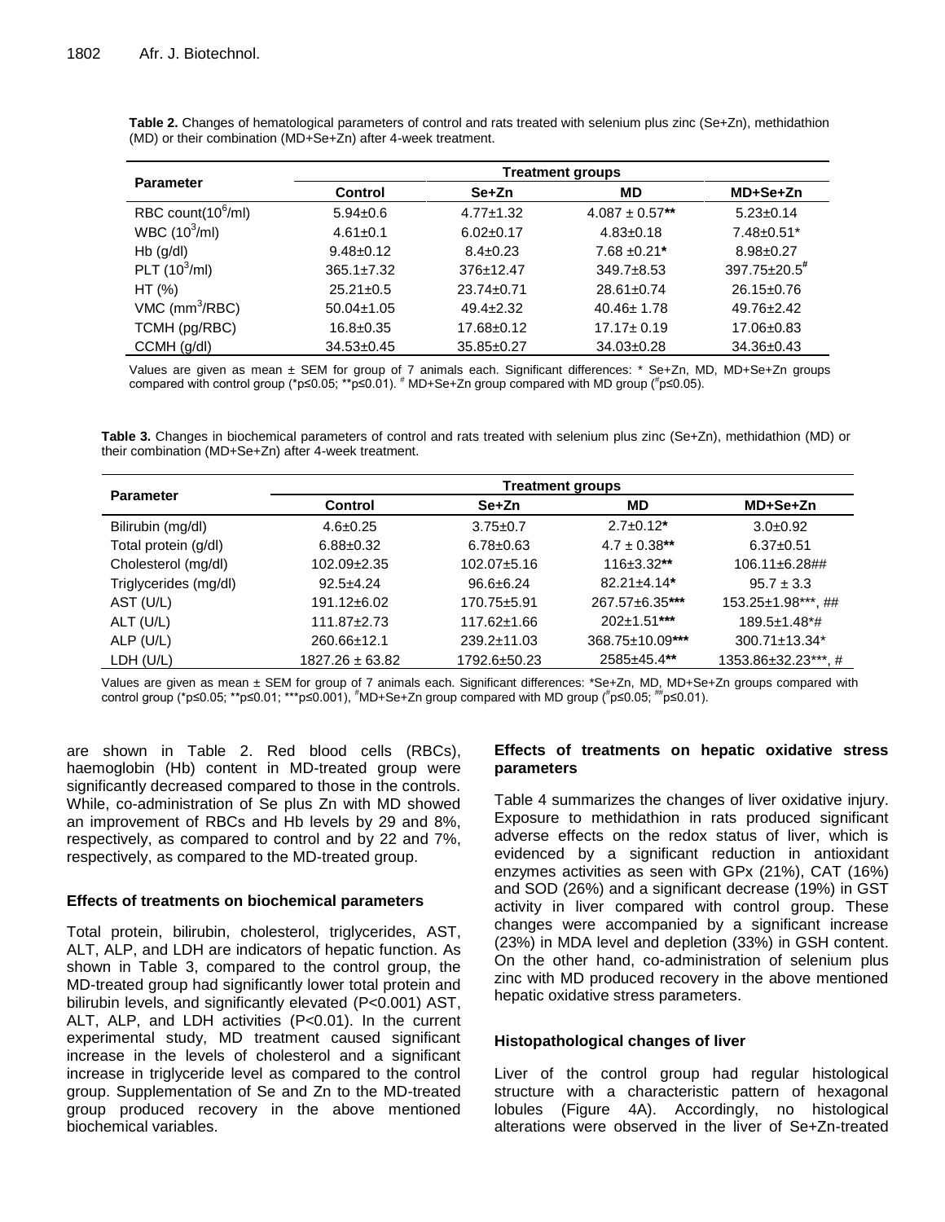**Table 2.** Changes of hematological parameters of control and rats treated with selenium plus zinc (Se+Zn), methidathion (MD) or their combination (MD+Se+Zn) after 4-week treatment.

| Parameter | Treatment groups | | | |
|---|---|---|---|---|
| | Control | Se+Zn | MD | MD+Se+Zn |
| RBC count($10^6$/ml) | 5.94±0.6 | 4.77±1.32 | 4.087 ± 0.57** | 5.23±0.14 |
| WBC ($10^3$/ml) | 4.61±0.1 | 6.02±0.17 | 4.83±0.18 | 7.48±0.51* |
| Hb (g/dl) | 9.48±0.12 | 8.4±0.23 | 7.68 ±0.21* | 8.98±0.27 |
| PLT ($10^3$/ml) | 365.1±7.32 | 376±12.47 | 349.7±8.53 | 397.75±20.5# |
| HT (%) | 25.21±0.5 | 23.74±0.71 | 28.61±0.74 | 26.15±0.76 |
| VMC ($mm^3$/RBC) | 50.04±1.05 | 49.4±2.32 | 40.46± 1.78 | 49.76±2.42 |
| TCMH (pg/RBC) | 16.8±0.35 | 17.68±0.12 | 17.17± 0.19 | 17.06±0.83 |
| CCMH (g/dl) | 34.53±0.45 | 35.85±0.27 | 34.03±0.28 | 34.36±0.43 |

Values are given as mean ± SEM for group of 7 animals each. Significant differences: * Se+Zn, MD, MD+Se+Zn groups compared with control group (*p≤0.05; **p≤0.01). # MD+Se+Zn group compared with MD group (#p≤0.05).

**Table 3.** Changes in biochemical parameters of control and rats treated with selenium plus zinc (Se+Zn), methidathion (MD) or their combination (MD+Se+Zn) after 4-week treatment.

| Parameter | Treatment groups | | | |
|---|---|---|---|---|
| | Control | Se+Zn | MD | MD+Se+Zn |
| Bilirubin (mg/dl) | 4.6±0.25 | 3.75±0.7 | 2.7±0.12* | 3.0±0.92 |
| Total protein (g/dl) | 6.88±0.32 | 6.78±0.63 | 4.7 ± 0.38** | 6.37±0.51 |
| Cholesterol (mg/dl) | 102.09±2.35 | 102.07±5.16 | 116±3.32** | 106.11±6.28## |
| Triglycerides (mg/dl) | 92.5±4.24 | 96.6±6.24 | 82.21±4.14* | 95.7 ± 3.3 |
| AST (U/L) | 191.12±6.02 | 170.75±5.91 | 267.57±6.35*** | 153.25±1.98***, ## |
| ALT (U/L) | 111.87±2.73 | 117.62±1.66 | 202±1.51*** | 189.5±1.48*# |
| ALP (U/L) | 260.66±12.1 | 239.2±11.03 | 368.75±10.09*** | 300.71±13.34* |
| LDH (U/L) | 1827.26 ± 63.82 | 1792.6±50.23 | 2585±45.4** | 1353.86±32.23***, # |

Values are given as mean ± SEM for group of 7 animals each. Significant differences: *Se+Zn, MD, MD+Se+Zn groups compared with control group (*p≤0.05; **p≤0.01; ***p≤0.001), #MD+Se+Zn group compared with MD group (#p≤0.05; ##p≤0.01).

are shown in Table 2. Red blood cells (RBCs), haemoglobin (Hb) content in MD-treated group were significantly decreased compared to those in the controls. While, co-administration of Se plus Zn with MD showed an improvement of RBCs and Hb levels by 29 and 8%, respectively, as compared to control and by 22 and 7%, respectively, as compared to the MD-treated group.

### Effects of treatments on biochemical parameters

Total protein, bilirubin, cholesterol, triglycerides, AST, ALT, ALP, and LDH are indicators of hepatic function. As shown in Table 3, compared to the control group, the MD-treated group had significantly lower total protein and bilirubin levels, and significantly elevated (P<0.001) AST, ALT, ALP, and LDH activities (P<0.01). In the current experimental study, MD treatment caused significant increase in the levels of cholesterol and a significant increase in triglyceride level as compared to the control group. Supplementation of Se and Zn to the MD-treated group produced recovery in the above mentioned biochemical variables.

### Effects of treatments on hepatic oxidative stress parameters

Table 4 summarizes the changes of liver oxidative injury. Exposure to methidathion in rats produced significant adverse effects on the redox status of liver, which is evidenced by a significant reduction in antioxidant enzymes activities as seen with GPx (21%), CAT (16%) and SOD (26%) and a significant decrease (19%) in GST activity in liver compared with control group. These changes were accompanied by a significant increase (23%) in MDA level and depletion (33%) in GSH content. On the other hand, co-administration of selenium plus zinc with MD produced recovery in the above mentioned hepatic oxidative stress parameters.

### Histopathological changes of liver

Liver of the control group had regular histological structure with a characteristic pattern of hexagonal lobules (Figure 4A). Accordingly, no histological alterations were observed in the liver of Se+Zn-treated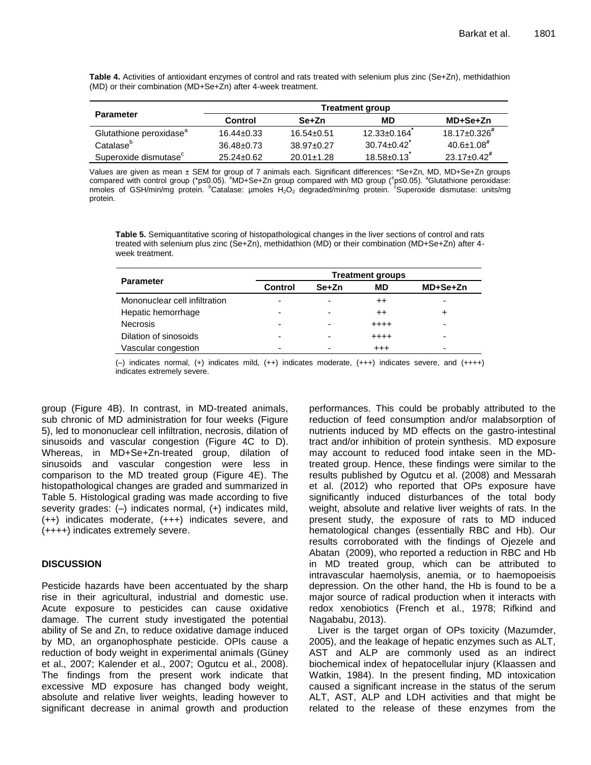**Table 4.** Activities of antioxidant enzymes of control and rats treated with selenium plus zinc (Se+Zn), methidathion (MD) or their combination (MD+Se+Zn) after 4-week treatment.

| Parameter | Treatment group | | | |
|---|---|---|---|---|
| | Control | Se+Zn | MD | MD+Se+Zn |
| Glutathione peroxidase[a] | 16.44±0.33 | 16.54±0.51 | 12.33±0.164* | 18.17±0.326# |
| Catalase[b] | 36.48±0.73 | 38.97±0.27 | 30.74±0.42* | 40.6±1.08# |
| Superoxide dismutase[c] | 25.24±0.62 | 20.01±1.28 | 18.58±0.13* | 23.17±0.42# |

Values are given as mean ± SEM for group of 7 animals each. Significant differences: *Se+Zn, MD, MD+Se+Zn groups compared with control group (*p≤0.05). #MD+Se+Zn group compared with MD group (#p≤0.05). [a]Glutathione peroxidase: nmoles of GSH/min/mg protein. [b]Catalase: µmoles $H_2O_2$ degraded/min/mg protein. [c]Superoxide dismutase: units/mg protein.

**Table 5.** Semiquantitative scoring of histopathological changes in the liver sections of control and rats treated with selenium plus zinc (Se+Zn), methidathion (MD) or their combination (MD+Se+Zn) after 4-week treatment.

| Parameter | Treatment groups | | | |
|---|---|---|---|---|
| | Control | Se+Zn | MD | MD+Se+Zn |
| Mononuclear cell infiltration | - | - | ++ | - |
| Hepatic hemorrhage | - | - | ++ | + |
| Necrosis | - | - | ++++ | - |
| Dilation of sinosoids | - | - | ++++ | - |
| Vascular congestion | - | - | +++ | - |

(–) indicates normal, (+) indicates mild, (++) indicates moderate, (+++) indicates severe, and (++++) indicates extremely severe.

group (Figure 4B). In contrast, in MD-treated animals, sub chronic of MD administration for four weeks (Figure 5), led to mononuclear cell infiltration, necrosis, dilation of sinusoids and vascular congestion (Figure 4C to D). Whereas, in MD+Se+Zn-treated group, dilation of sinusoids and vascular congestion were less in comparison to the MD treated group (Figure 4E). The histopathological changes are graded and summarized in Table 5. Histological grading was made according to five severity grades: (–) indicates normal, (+) indicates mild, (++) indicates moderate, (+++) indicates severe, and (++++) indicates extremely severe.

## DISCUSSION

Pesticide hazards have been accentuated by the sharp rise in their agricultural, industrial and domestic use. Acute exposure to pesticides can cause oxidative damage. The current study investigated the potential ability of Se and Zn, to reduce oxidative damage induced by MD, an organophosphate pesticide. OPIs cause a reduction of body weight in experimental animals (Güney et al., 2007; Kalender et al., 2007; Ogutcu et al., 2008). The findings from the present work indicate that excessive MD exposure has changed body weight, absolute and relative liver weights, leading however to significant decrease in animal growth and production performances. This could be probably attributed to the reduction of feed consumption and/or malabsorption of nutrients induced by MD effects on the gastro-intestinal tract and/or inhibition of protein synthesis. MD exposure may account to reduced food intake seen in the MD-treated group. Hence, these findings were similar to the results published by Ogutcu et al. (2008) and Messarah et al. (2012) who reported that OPs exposure have significantly induced disturbances of the total body weight, absolute and relative liver weights of rats. In the present study, the exposure of rats to MD induced hematological changes (essentially RBC and Hb). Our results corroborated with the findings of Ojezele and Abatan (2009), who reported a reduction in RBC and Hb in MD treated group, which can be attributed to intravascular haemolysis, anemia, or to haemopoeisis depression. On the other hand, the Hb is found to be a major source of radical production when it interacts with redox xenobiotics (French et al., 1978; Rifkind and Nagababu, 2013).

Liver is the target organ of OPs toxicity (Mazumder, 2005), and the leakage of hepatic enzymes such as ALT, AST and ALP are commonly used as an indirect biochemical index of hepatocellular injury (Klaassen and Watkin, 1984). In the present finding, MD intoxication caused a significant increase in the status of the serum ALT, AST, ALP and LDH activities and that might be related to the release of these enzymes from the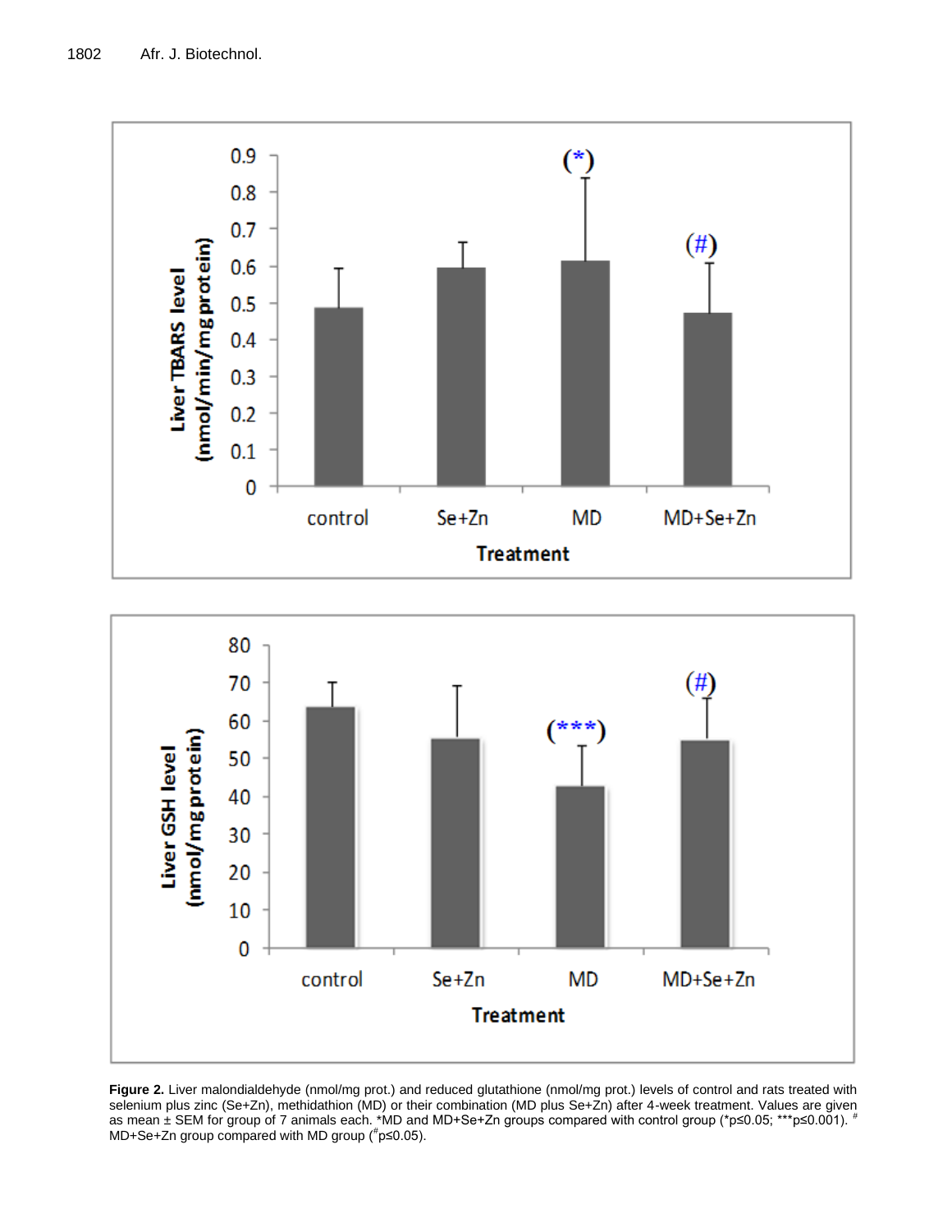**Figure 2.** Liver malondialdehyde (nmol/mg prot.) and reduced glutathione (nmol/mg prot.) levels of control and rats treated with selenium plus zinc (Se+Zn), methidathion (MD) or their combination (MD plus Se+Zn) after 4-week treatment. Values are given as mean ± SEM for group of 7 animals each. *MD and MD+Se+Zn groups compared with control group (*p≤0.05; ***p≤0.001). # MD+Se+Zn group compared with MD group (#p≤0.05).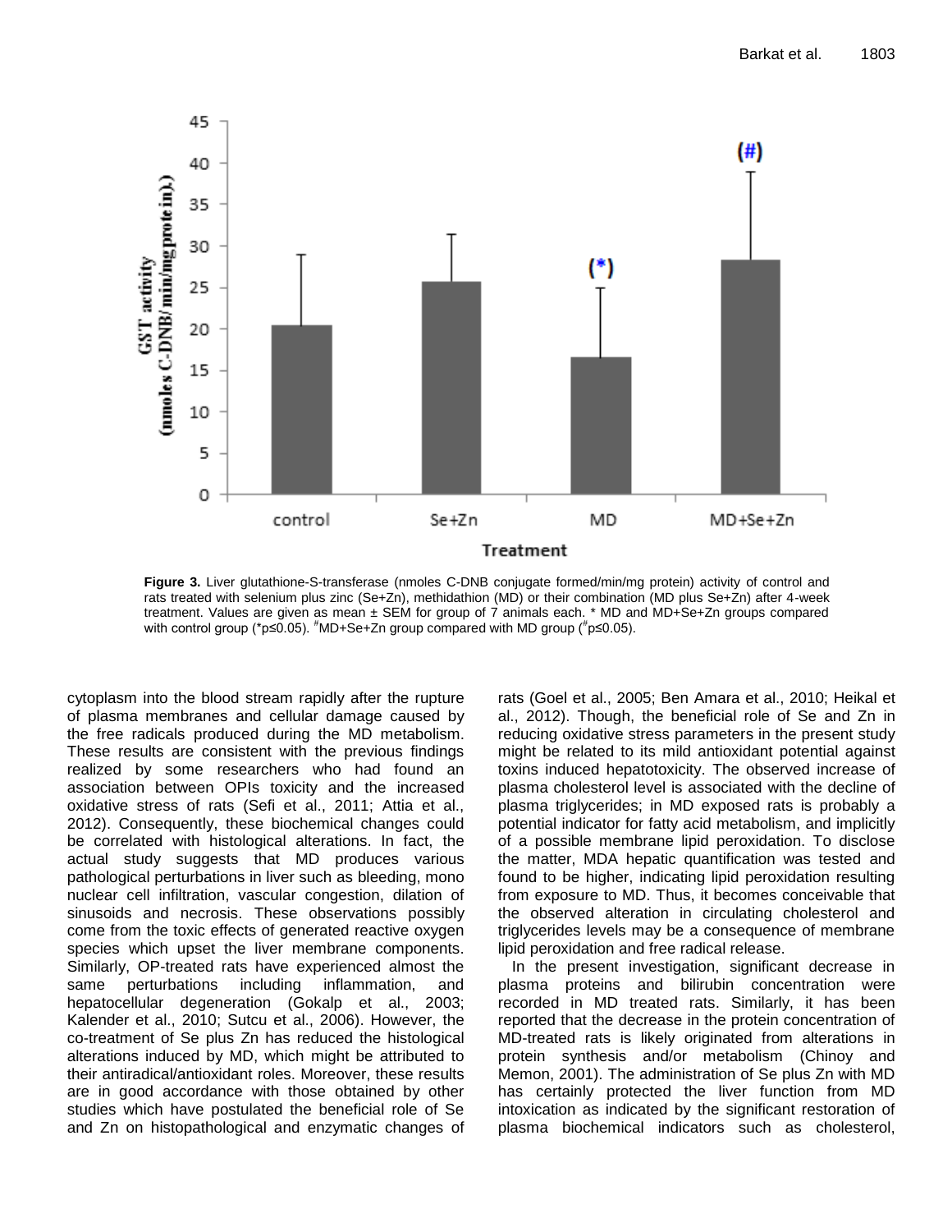**Figure 3.** Liver glutathione-S-transferase (nmoles C-DNB conjugate formed/min/mg protein) activity of control and rats treated with selenium plus zinc (Se+Zn), methidathion (MD) or their combination (MD plus Se+Zn) after 4-week treatment. Values are given as mean ± SEM for group of 7 animals each. * MD and MD+Se+Zn groups compared with control group (*p≤0.05). #MD+Se+Zn group compared with MD group (#p≤0.05).

cytoplasm into the blood stream rapidly after the rupture of plasma membranes and cellular damage caused by the free radicals produced during the MD metabolism. These results are consistent with the previous findings realized by some researchers who had found an association between OPIs toxicity and the increased oxidative stress of rats (Sefi et al., 2011; Attia et al., 2012). Consequently, these biochemical changes could be correlated with histological alterations. In fact, the actual study suggests that MD produces various pathological perturbations in liver such as bleeding, mono nuclear cell infiltration, vascular congestion, dilation of sinusoids and necrosis. These observations possibly come from the toxic effects of generated reactive oxygen species which upset the liver membrane components. Similarly, OP-treated rats have experienced almost the same perturbations including inflammation, and hepatocellular degeneration (Gokalp et al., 2003; Kalender et al., 2010; Sutcu et al., 2006). However, the co-treatment of Se plus Zn has reduced the histological alterations induced by MD, which might be attributed to their antiradical/antioxidant roles. Moreover, these results are in good accordance with those obtained by other studies which have postulated the beneficial role of Se and Zn on histopathological and enzymatic changes of rats (Goel et al., 2005; Ben Amara et al., 2010; Heikal et al., 2012). Though, the beneficial role of Se and Zn in reducing oxidative stress parameters in the present study might be related to its mild antioxidant potential against toxins induced hepatotoxicity. The observed increase of plasma cholesterol level is associated with the decline of plasma triglycerides; in MD exposed rats is probably a potential indicator for fatty acid metabolism, and implicitly of a possible membrane lipid peroxidation. To disclose the matter, MDA hepatic quantification was tested and found to be higher, indicating lipid peroxidation resulting from exposure to MD. Thus, it becomes conceivable that the observed alteration in circulating cholesterol and triglycerides levels may be a consequence of membrane lipid peroxidation and free radical release.

In the present investigation, significant decrease in plasma proteins and bilirubin concentration were recorded in MD treated rats. Similarly, it has been reported that the decrease in the protein concentration of MD-treated rats is likely originated from alterations in protein synthesis and/or metabolism (Chinoy and Memon, 2001). The administration of Se plus Zn with MD has certainly protected the liver function from MD intoxication as indicated by the significant restoration of plasma biochemical indicators such as cholesterol,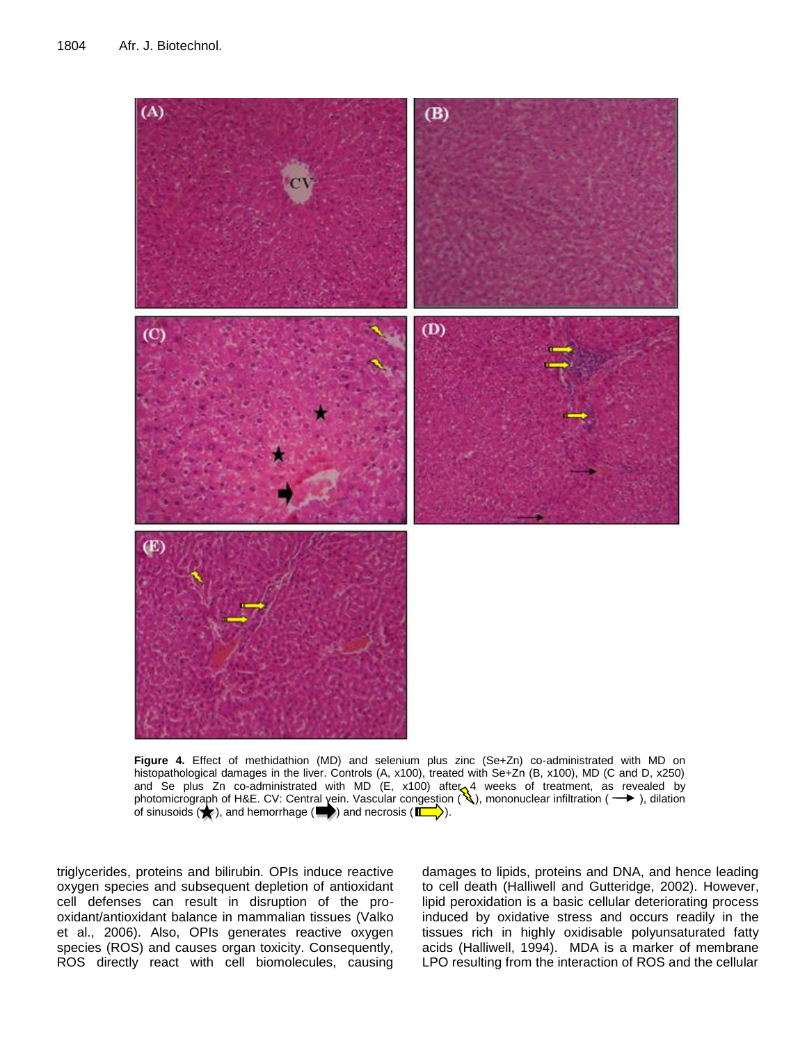**Figure 4.** Effect of methidathion (MD) and selenium plus zinc (Se+Zn) co-administrated with MD on histopathological damages in the liver. Controls (A, x100), treated with Se+Zn (B, x100), MD (C and D, x250) and Se plus Zn co-administrated with MD (E, x100) after 4 weeks of treatment, as revealed by photomicrograph of H&E. CV: Central vein. Vascular congestion (⚡), mononuclear infiltration (→), dilation of sinusoids (★), and hemorrhage (➡) and necrosis (⇨).

triglycerides, proteins and bilirubin. OPIs induce reactive oxygen species and subsequent depletion of antioxidant cell defenses can result in disruption of the pro-oxidant/antioxidant balance in mammalian tissues (Valko et al., 2006). Also, OPIs generates reactive oxygen species (ROS) and causes organ toxicity. Consequently, ROS directly react with cell biomolecules, causing damages to lipids, proteins and DNA, and hence leading to cell death (Halliwell and Gutteridge, 2002). However, lipid peroxidation is a basic cellular deteriorating process induced by oxidative stress and occurs readily in the tissues rich in highly oxidisable polyunsaturated fatty acids (Halliwell, 1994). MDA is a marker of membrane LPO resulting from the interaction of ROS and the cellular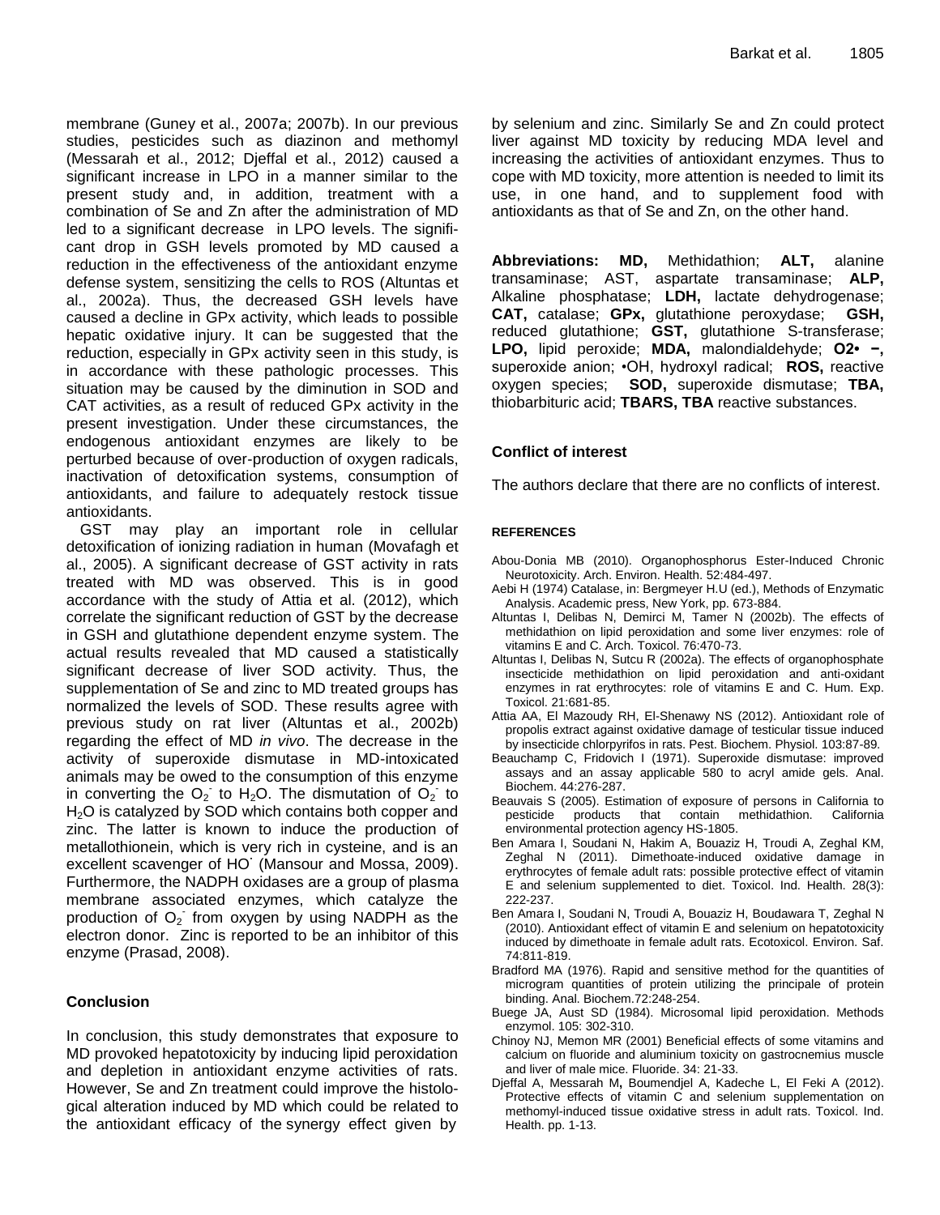membrane (Guney et al., 2007a; 2007b). In our previous studies, pesticides such as diazinon and methomyl (Messarah et al., 2012; Djeffal et al., 2012) caused a significant increase in LPO in a manner similar to the present study and, in addition, treatment with a combination of Se and Zn after the administration of MD led to a significant decrease in LPO levels. The significant drop in GSH levels promoted by MD caused a reduction in the effectiveness of the antioxidant enzyme defense system, sensitizing the cells to ROS (Altuntas et al., 2002a). Thus, the decreased GSH levels have caused a decline in GPx activity, which leads to possible hepatic oxidative injury. It can be suggested that the reduction, especially in GPx activity seen in this study, is in accordance with these pathologic processes. This situation may be caused by the diminution in SOD and CAT activities, as a result of reduced GPx activity in the present investigation. Under these circumstances, the endogenous antioxidant enzymes are likely to be perturbed because of over-production of oxygen radicals, inactivation of detoxification systems, consumption of antioxidants, and failure to adequately restock tissue antioxidants.

GST may play an important role in cellular detoxification of ionizing radiation in human (Movafagh et al., 2005). A significant decrease of GST activity in rats treated with MD was observed. This is in good accordance with the study of Attia et al. (2012), which correlate the significant reduction of GST by the decrease in GSH and glutathione dependent enzyme system. The actual results revealed that MD caused a statistically significant decrease of liver SOD activity. Thus, the supplementation of Se and zinc to MD treated groups has normalized the levels of SOD. These results agree with previous study on rat liver (Altuntas et al., 2002b) regarding the effect of MD *in vivo*. The decrease in the activity of superoxide dismutase in MD-intoxicated animals may be owed to the consumption of this enzyme in converting the $O_2^-$ to $H_2O$. The dismutation of $O_2^-$ to $H_2O$ is catalyzed by SOD which contains both copper and zinc. The latter is known to induce the production of metallothionein, which is very rich in cysteine, and is an excellent scavenger of $HO^{\cdot}$ (Mansour and Mossa, 2009). Furthermore, the NADPH oxidases are a group of plasma membrane associated enzymes, which catalyze the production of $O_2^-$ from oxygen by using NADPH as the electron donor. Zinc is reported to be an inhibitor of this enzyme (Prasad, 2008).

## Conclusion

In conclusion, this study demonstrates that exposure to MD provoked hepatotoxicity by inducing lipid peroxidation and depletion in antioxidant enzyme activities of rats. However, Se and Zn treatment could improve the histological alteration induced by MD which could be related to the antioxidant efficacy of the synergy effect given by selenium and zinc. Similarly Se and Zn could protect liver against MD toxicity by reducing MDA level and increasing the activities of antioxidant enzymes. Thus to cope with MD toxicity, more attention is needed to limit its use, in one hand, and to supplement food with antioxidants as that of Se and Zn, on the other hand.

**Abbreviations: MD,** Methidathion; **ALT,** alanine transaminase; AST, aspartate transaminase; **ALP,** Alkaline phosphatase; **LDH,** lactate dehydrogenase; **CAT,** catalase; **GPx,** glutathione peroxydase; **GSH,** reduced glutathione; **GST,** glutathione S-transferase; **LPO,** lipid peroxide; **MDA,** malondialdehyde; **O2• −,** superoxide anion; •OH, hydroxyl radical; **ROS,** reactive oxygen species; **SOD,** superoxide dismutase; **TBA,** thiobarbituric acid; **TBARS, TBA** reactive substances.

## Conflict of interest

The authors declare that there are no conflicts of interest.

## REFERENCES

Abou-Donia MB (2010). Organophosphorus Ester-Induced Chronic Neurotoxicity. Arch. Environ. Health. 52:484-497.

Aebi H (1974) Catalase, in: Bergmeyer H.U (ed.), Methods of Enzymatic Analysis. Academic press, New York, pp. 673-884.

Altuntas I, Delibas N, Demirci M, Tamer N (2002b). The effects of methidathion on lipid peroxidation and some liver enzymes: role of vitamins E and C. Arch. Toxicol. 76:470-73.

Altuntas I, Delibas N, Sutcu R (2002a). The effects of organophosphate insecticide methidathion on lipid peroxidation and anti-oxidant enzymes in rat erythrocytes: role of vitamins E and C. Hum. Exp. Toxicol. 21:681-85.

Attia AA, El Mazoudy RH, El-Shenawy NS (2012). Antioxidant role of propolis extract against oxidative damage of testicular tissue induced by insecticide chlorpyrifos in rats. Pest. Biochem. Physiol. 103:87-89.

Beauchamp C, Fridovich I (1971). Superoxide dismutase: improved assays and an assay applicable 580 to acryl amide gels. Anal. Biochem. 44:276-287.

Beauvais S (2005). Estimation of exposure of persons in California to pesticide products that contain methidathion. California environmental protection agency HS-1805.

Ben Amara I, Soudani N, Hakim A, Bouaziz H, Troudi A, Zeghal KM, Zeghal N (2011). Dimethoate-induced oxidative damage in erythrocytes of female adult rats: possible protective effect of vitamin E and selenium supplemented to diet. Toxicol. Ind. Health. 28(3): 222-237.

Ben Amara I, Soudani N, Troudi A, Bouaziz H, Boudawara T, Zeghal N (2010). Antioxidant effect of vitamin E and selenium on hepatotoxicity induced by dimethoate in female adult rats. Ecotoxicol. Environ. Saf. 74:811-819.

Bradford MA (1976). Rapid and sensitive method for the quantities of microgram quantities of protein utilizing the principale of protein binding. Anal. Biochem.72:248-254.

Buege JA, Aust SD (1984). Microsomal lipid peroxidation. Methods enzymol. 105: 302-310.

Chinoy NJ, Memon MR (2001) Beneficial effects of some vitamins and calcium on fluoride and aluminium toxicity on gastrocnemius muscle and liver of male mice. Fluoride. 34: 21-33.

Djeffal A, Messarah M**,** Boumendjel A, Kadeche L, El Feki A (2012). Protective effects of vitamin C and selenium supplementation on methomyl-induced tissue oxidative stress in adult rats. Toxicol. Ind. Health. pp. 1-13.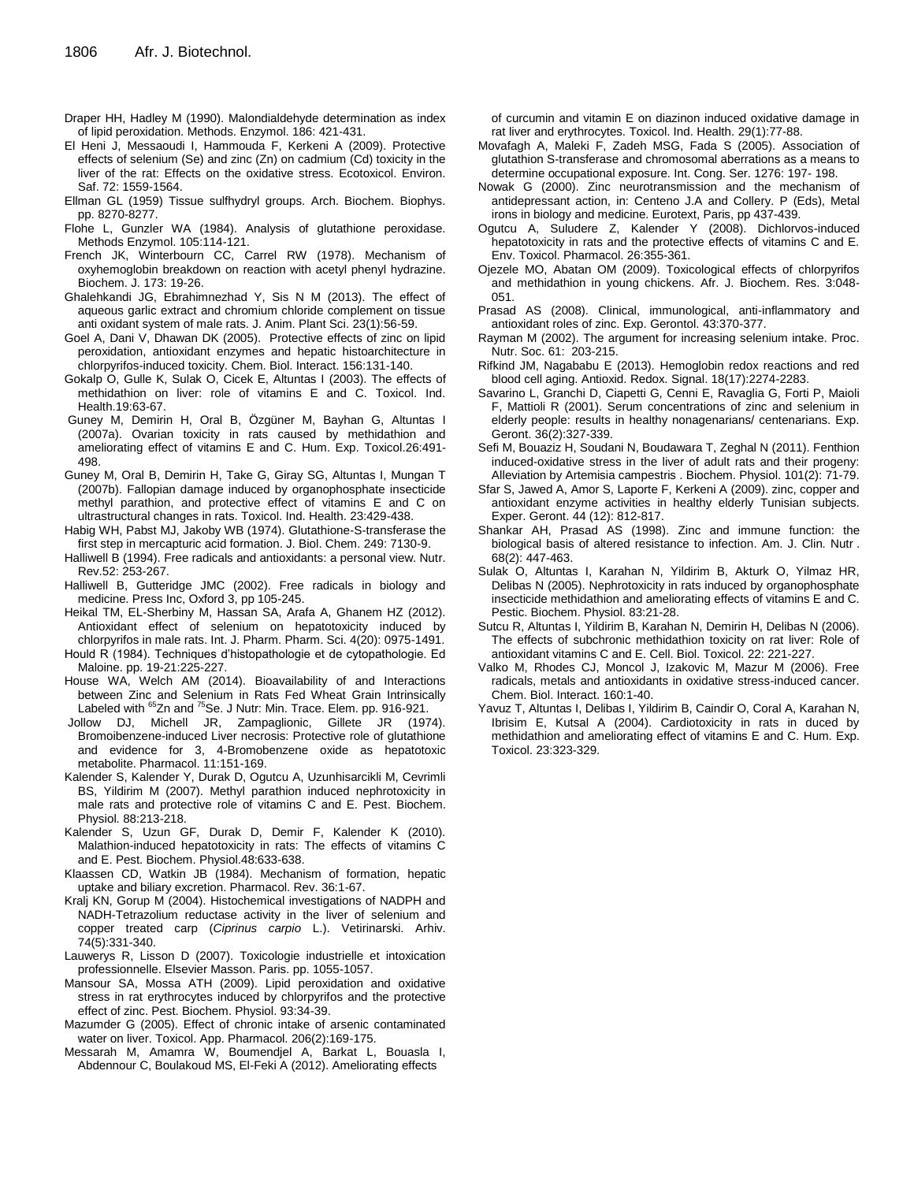Draper HH, Hadley M (1990). Malondialdehyde determination as index of lipid peroxidation. Methods. Enzymol. 186: 421-431.

El Heni J, Messaoudi I, Hammouda F, Kerkeni A (2009). Protective effects of selenium (Se) and zinc (Zn) on cadmium (Cd) toxicity in the liver of the rat: Effects on the oxidative stress. Ecotoxicol. Environ. Saf. 72: 1559-1564.

Ellman GL (1959) Tissue sulfhydryl groups. Arch. Biochem. Biophys. pp. 8270-8277.

Flohe L, Gunzler WA (1984). Analysis of glutathione peroxidase. Methods Enzymol. 105:114-121.

French JK, Winterbourn CC, Carrel RW (1978). Mechanism of oxyhemoglobin breakdown on reaction with acetyl phenyl hydrazine. Biochem. J. 173: 19-26.

Ghalehkandi JG, Ebrahimnezhad Y, Sis N M (2013). The effect of aqueous garlic extract and chromium chloride complement on tissue anti oxidant system of male rats. J. Anim. Plant Sci. 23(1):56-59.

Goel A, Dani V, Dhawan DK (2005). Protective effects of zinc on lipid peroxidation, antioxidant enzymes and hepatic histoarchitecture in chlorpyrifos-induced toxicity. Chem. Biol. Interact. 156:131-140.

Gokalp O, Gulle K, Sulak O, Cicek E, Altuntas I (2003). The effects of methidathion on liver: role of vitamins E and C. Toxicol. Ind. Health.19:63-67.

Guney M, Demirin H, Oral B, Özgüner M, Bayhan G, Altuntas I (2007a). Ovarian toxicity in rats caused by methidathion and ameliorating effect of vitamins E and C. Hum. Exp. Toxicol.26:491-498.

Guney M, Oral B, Demirin H, Take G, Giray SG, Altuntas I, Mungan T (2007b). Fallopian damage induced by organophosphate insecticide methyl parathion, and protective effect of vitamins E and C on ultrastructural changes in rats. Toxicol. Ind. Health. 23:429-438.

Habig WH, Pabst MJ, Jakoby WB (1974). Glutathione-S-transferase the first step in mercapturic acid formation. J. Biol. Chem. 249: 7130-9.

Halliwell B (1994). Free radicals and antioxidants: a personal view. Nutr. Rev.52: 253-267.

Halliwell B, Gutteridge JMC (2002). Free radicals in biology and medicine. Press Inc, Oxford 3, pp 105-245.

Heikal TM, EL-Sherbiny M, Hassan SA, Arafa A, Ghanem HZ (2012). Antioxidant effect of selenium on hepatotoxicity induced by chlorpyrifos in male rats. Int. J. Pharm. Pharm. Sci. 4(20): 0975-1491.

Hould R (1984). Techniques d'histopathologie et de cytopathologie. Ed Maloine. pp. 19-21:225-227.

House WA, Welch AM (2014). Bioavailability of and Interactions between Zinc and Selenium in Rats Fed Wheat Grain Intrinsically Labeled with $^{65}$Zn and $^{75}$Se. J Nutr: Min. Trace. Elem. pp. 916-921.

Jollow DJ, Michell JR, Zampaglionic, Gillete JR (1974). Bromoibenzene-induced Liver necrosis: Protective role of glutathione and evidence for 3, 4-Bromobenzene oxide as hepatotoxic metabolite. Pharmacol. 11:151-169.

Kalender S, Kalender Y, Durak D, Ogutcu A, Uzunhisarcikli M, Cevrimli BS, Yildirim M (2007). Methyl parathion induced nephrotoxicity in male rats and protective role of vitamins C and E. Pest. Biochem. Physiol. 88:213-218.

Kalender S, Uzun GF, Durak D, Demir F, Kalender K (2010). Malathion-induced hepatotoxicity in rats: The effects of vitamins C and E. Pest. Biochem. Physiol.48:633-638.

Klaassen CD, Watkin JB (1984). Mechanism of formation, hepatic uptake and biliary excretion. Pharmacol. Rev. 36:1-67.

Kralj KN, Gorup M (2004). Histochemical investigations of NADPH and NADH-Tetrazolium reductase activity in the liver of selenium and copper treated carp (*Ciprinus carpio* L.). Vetirinarski. Arhiv. 74(5):331-340.

Lauwerys R, Lisson D (2007). Toxicologie industrielle et intoxication professionnelle. Elsevier Masson. Paris. pp. 1055-1057.

Mansour SA, Mossa ATH (2009). Lipid peroxidation and oxidative stress in rat erythrocytes induced by chlorpyrifos and the protective effect of zinc. Pest. Biochem. Physiol. 93:34-39.

Mazumder G (2005). Effect of chronic intake of arsenic contaminated water on liver. Toxicol. App. Pharmacol. 206(2):169-175.

Messarah M, Amamra W, Boumendjel A, Barkat L, Bouasla I, Abdennour C, Boulakoud MS, El-Feki A (2012). Ameliorating effects of curcumin and vitamin E on diazinon induced oxidative damage in rat liver and erythrocytes. Toxicol. Ind. Health. 29(1):77-88.

Movafagh A, Maleki F, Zadeh MSG, Fada S (2005). Association of glutathion S-transferase and chromosomal aberrations as a means to determine occupational exposure. Int. Cong. Ser. 1276: 197- 198.

Nowak G (2000). Zinc neurotransmission and the mechanism of antidepressant action, in: Centeno J.A and Collery. P (Eds), Metal irons in biology and medicine. Eurotext, Paris, pp 437-439.

Ogutcu A, Suludere Z, Kalender Y (2008). Dichlorvos-induced hepatotoxicity in rats and the protective effects of vitamins C and E. Env. Toxicol. Pharmacol. 26:355-361.

Ojezele MO, Abatan OM (2009). Toxicological effects of chlorpyrifos and methidathion in young chickens. Afr. J. Biochem. Res. 3:048-051.

Prasad AS (2008). Clinical, immunological, anti-inflammatory and antioxidant roles of zinc. Exp. Gerontol. 43:370-377.

Rayman M (2002). The argument for increasing selenium intake. Proc. Nutr. Soc. 61: 203-215.

Rifkind JM, Nagababu E (2013). Hemoglobin redox reactions and red blood cell aging. Antioxid. Redox. Signal. 18(17):2274-2283.

Savarino L, Granchi D, Ciapetti G, Cenni E, Ravaglia G, Forti P, Maioli F, Mattioli R (2001). Serum concentrations of zinc and selenium in elderly people: results in healthy nonagenarians/ centenarians. Exp. Geront. 36(2):327-339.

Sefi M, Bouaziz H, Soudani N, Boudawara T, Zeghal N (2011). Fenthion induced-oxidative stress in the liver of adult rats and their progeny: Alleviation by Artemisia campestris . Biochem. Physiol. 101(2): 71-79.

Sfar S, Jawed A, Amor S, Laporte F, Kerkeni A (2009). zinc, copper and antioxidant enzyme activities in healthy elderly Tunisian subjects. Exper. Geront. 44 (12): 812-817.

Shankar AH, Prasad AS (1998). Zinc and immune function: the biological basis of altered resistance to infection. Am. J. Clin. Nutr . 68(2): 447-463.

Sulak O, Altuntas I, Karahan N, Yildirim B, Akturk O, Yilmaz HR, Delibas N (2005). Nephrotoxicity in rats induced by organophosphate insecticide methidathion and ameliorating effects of vitamins E and C. Pestic. Biochem. Physiol. 83:21-28.

Sutcu R, Altuntas I, Yildirim B, Karahan N, Demirin H, Delibas N (2006). The effects of subchronic methidathion toxicity on rat liver: Role of antioxidant vitamins C and E. Cell. Biol. Toxicol. 22: 221-227.

Valko M, Rhodes CJ, Moncol J, Izakovic M, Mazur M (2006). Free radicals, metals and antioxidants in oxidative stress-induced cancer. Chem. Biol. Interact. 160:1-40.

Yavuz T, Altuntas I, Delibas I, Yildirim B, Caindir O, Coral A, Karahan N, Ibrisim E, Kutsal A (2004). Cardiotoxicity in rats in duced by methidathion and ameliorating effect of vitamins E and C. Hum. Exp. Toxicol. 23:323-329.